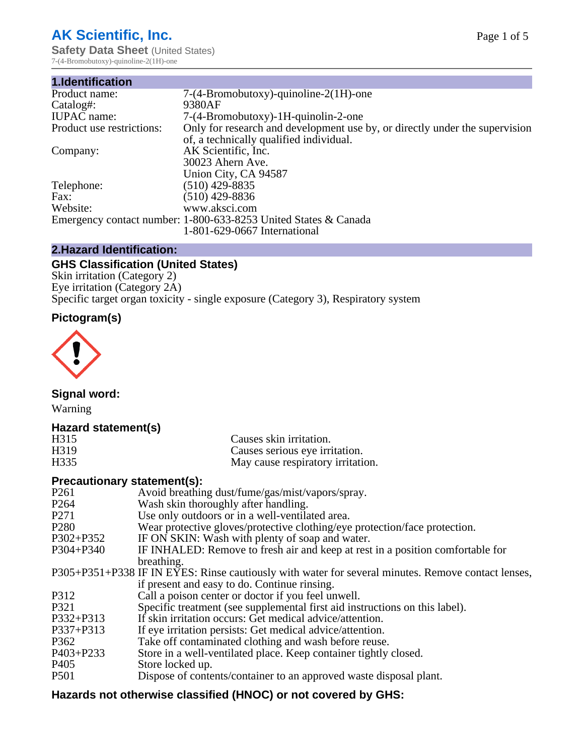# AK Scientific, Inc.

**Safety Data Sheet** (United States)

7-(4-Bromobutoxy)-quinoline-2(1H)-one

## 1.Identification

| | |
|---|---|
| Product name: | 7-(4-Bromobutoxy)-quinoline-2(1H)-one |
| Catalog#: | 9380AF |
| IUPAC name: | 7-(4-Bromobutoxy)-1H-quinolin-2-one |
| Product use restrictions: | Only for research and development use by, or directly under the supervision of, a technically qualified individual. |
| Company: | AK Scientific, Inc.<br>30023 Ahern Ave.<br>Union City, CA 94587 |
| Telephone: | (510) 429-8835 |
| Fax: | (510) 429-8836 |
| Website: | www.aksci.com |
| Emergency contact number: | 1-800-633-8253 United States & Canada<br>1-801-629-0667 International |

## 2.Hazard Identification:

### GHS Classification (United States)

Skin irritation (Category 2)
Eye irritation (Category 2A)
Specific target organ toxicity - single exposure (Category 3), Respiratory system

### Pictogram(s)

### Signal word:

Warning

### Hazard statement(s)

| | |
|---|---|
| H315 | Causes skin irritation. |
| H319 | Causes serious eye irritation. |
| H335 | May cause respiratory irritation. |

### Precautionary statement(s):

| | |
|---|---|
| P261 | Avoid breathing dust/fume/gas/mist/vapors/spray. |
| P264 | Wash skin thoroughly after handling. |
| P271 | Use only outdoors or in a well-ventilated area. |
| P280 | Wear protective gloves/protective clothing/eye protection/face protection. |
| P302+P352 | IF ON SKIN: Wash with plenty of soap and water. |
| P304+P340 | IF INHALED: Remove to fresh air and keep at rest in a position comfortable for breathing. |
| P305+P351+P338 | IF IN EYES: Rinse cautiously with water for several minutes. Remove contact lenses, if present and easy to do. Continue rinsing. |
| P312 | Call a poison center or doctor if you feel unwell. |
| P321 | Specific treatment (see supplemental first aid instructions on this label). |
| P332+P313 | If skin irritation occurs: Get medical advice/attention. |
| P337+P313 | If eye irritation persists: Get medical advice/attention. |
| P362 | Take off contaminated clothing and wash before reuse. |
| P403+P233 | Store in a well-ventilated place. Keep container tightly closed. |
| P405 | Store locked up. |
| P501 | Dispose of contents/container to an approved waste disposal plant. |

### Hazards not otherwise classified (HNOC) or not covered by GHS: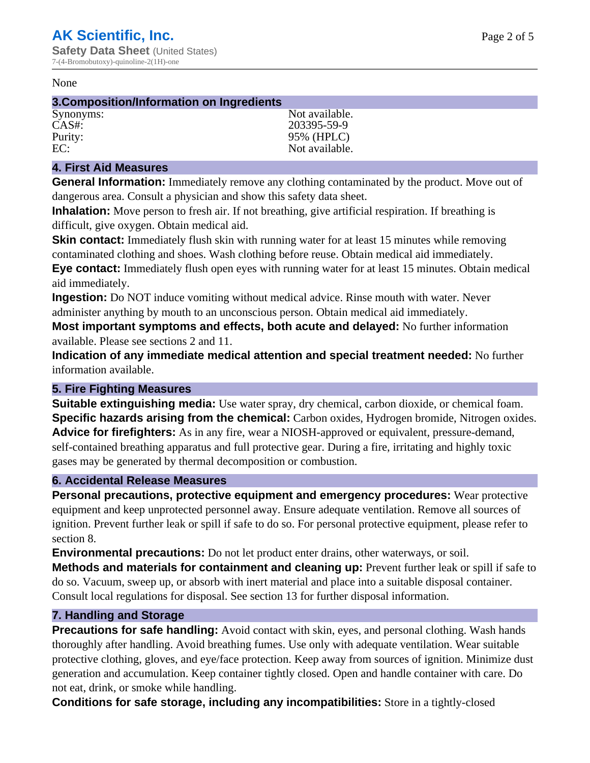None

## 3.Composition/Information on Ingredients

| | |
|---|---|
| Synonyms: | Not available. |
| CAS#: | 203395-59-9 |
| Purity: | 95% (HPLC) |
| EC: | Not available. |

## 4. First Aid Measures

**General Information:** Immediately remove any clothing contaminated by the product. Move out of dangerous area. Consult a physician and show this safety data sheet.

**Inhalation:** Move person to fresh air. If not breathing, give artificial respiration. If breathing is difficult, give oxygen. Obtain medical aid.

**Skin contact:** Immediately flush skin with running water for at least 15 minutes while removing contaminated clothing and shoes. Wash clothing before reuse. Obtain medical aid immediately.

**Eye contact:** Immediately flush open eyes with running water for at least 15 minutes. Obtain medical aid immediately.

**Ingestion:** Do NOT induce vomiting without medical advice. Rinse mouth with water. Never administer anything by mouth to an unconscious person. Obtain medical aid immediately.

**Most important symptoms and effects, both acute and delayed:** No further information available. Please see sections 2 and 11.

**Indication of any immediate medical attention and special treatment needed:** No further information available.

## 5. Fire Fighting Measures

**Suitable extinguishing media:** Use water spray, dry chemical, carbon dioxide, or chemical foam.

**Specific hazards arising from the chemical:** Carbon oxides, Hydrogen bromide, Nitrogen oxides.

**Advice for firefighters:** As in any fire, wear a NIOSH-approved or equivalent, pressure-demand, self-contained breathing apparatus and full protective gear. During a fire, irritating and highly toxic gases may be generated by thermal decomposition or combustion.

## 6. Accidental Release Measures

**Personal precautions, protective equipment and emergency procedures:** Wear protective equipment and keep unprotected personnel away. Ensure adequate ventilation. Remove all sources of ignition. Prevent further leak or spill if safe to do so. For personal protective equipment, please refer to section 8.

**Environmental precautions:** Do not let product enter drains, other waterways, or soil.

**Methods and materials for containment and cleaning up:** Prevent further leak or spill if safe to do so. Vacuum, sweep up, or absorb with inert material and place into a suitable disposal container. Consult local regulations for disposal. See section 13 for further disposal information.

## 7. Handling and Storage

**Precautions for safe handling:** Avoid contact with skin, eyes, and personal clothing. Wash hands thoroughly after handling. Avoid breathing fumes. Use only with adequate ventilation. Wear suitable protective clothing, gloves, and eye/face protection. Keep away from sources of ignition. Minimize dust generation and accumulation. Keep container tightly closed. Open and handle container with care. Do not eat, drink, or smoke while handling.

**Conditions for safe storage, including any incompatibilities:** Store in a tightly-closed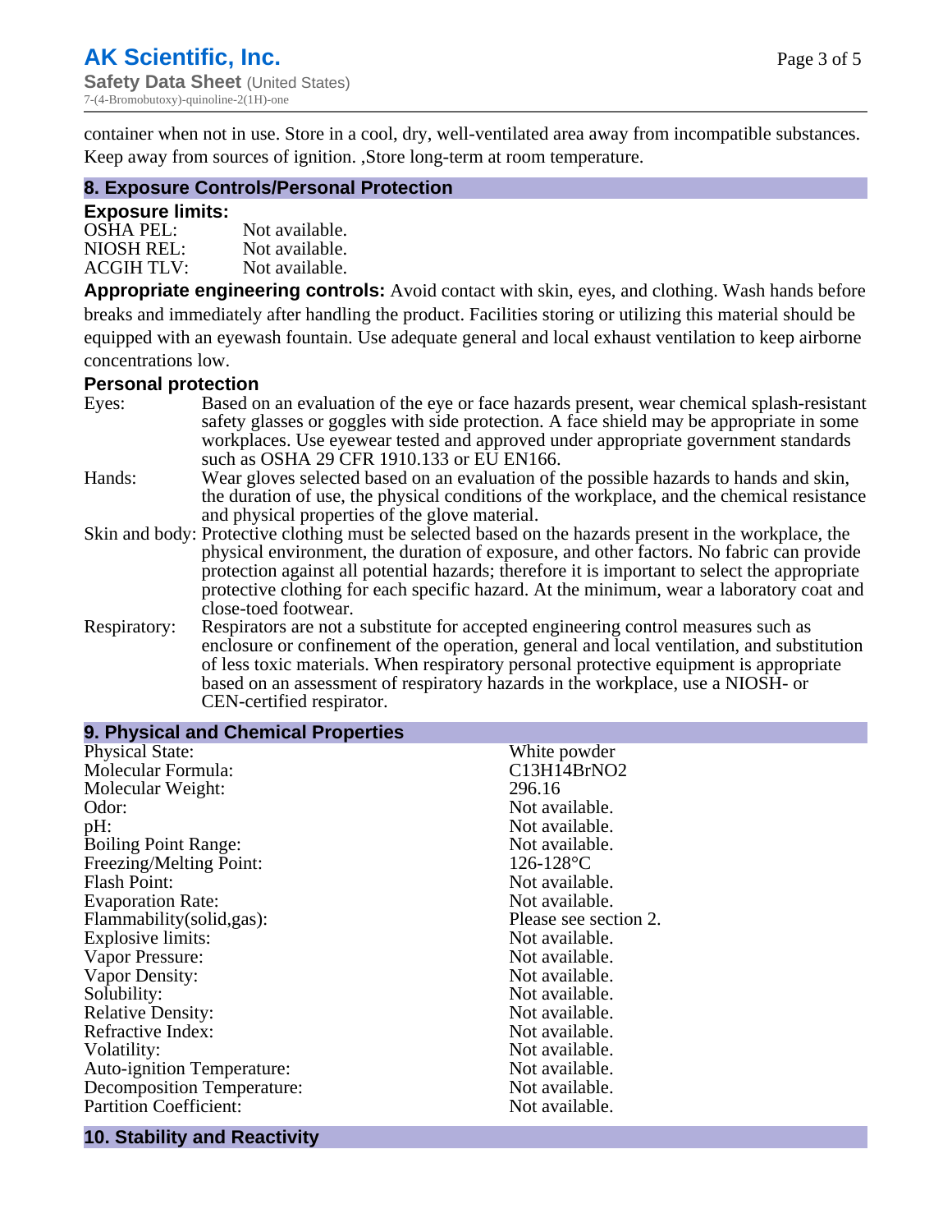container when not in use. Store in a cool, dry, well-ventilated area away from incompatible substances. Keep away from sources of ignition. ,Store long-term at room temperature.

## 8. Exposure Controls/Personal Protection

### Exposure limits:

| | |
|---|---|
| OSHA PEL: | Not available. |
| NIOSH REL: | Not available. |
| ACGIH TLV: | Not available. |

**Appropriate engineering controls:** Avoid contact with skin, eyes, and clothing. Wash hands before breaks and immediately after handling the product. Facilities storing or utilizing this material should be equipped with an eyewash fountain. Use adequate general and local exhaust ventilation to keep airborne concentrations low.

### Personal protection

| | |
|---|---|
| Eyes: | Based on an evaluation of the eye or face hazards present, wear chemical splash-resistant safety glasses or goggles with side protection. A face shield may be appropriate in some workplaces. Use eyewear tested and approved under appropriate government standards such as OSHA 29 CFR 1910.133 or EU EN166. |
| Hands: | Wear gloves selected based on an evaluation of the possible hazards to hands and skin, the duration of use, the physical conditions of the workplace, and the chemical resistance and physical properties of the glove material. |
| Skin and body: | Protective clothing must be selected based on the hazards present in the workplace, the physical environment, the duration of exposure, and other factors. No fabric can provide protection against all potential hazards; therefore it is important to select the appropriate protective clothing for each specific hazard. At the minimum, wear a laboratory coat and close-toed footwear. |
| Respiratory: | Respirators are not a substitute for accepted engineering control measures such as enclosure or confinement of the operation, general and local ventilation, and substitution of less toxic materials. When respiratory personal protective equipment is appropriate based on an assessment of respiratory hazards in the workplace, use a NIOSH- or CEN-certified respirator. |

## 9. Physical and Chemical Properties

| | |
|---|---|
| Physical State: | White powder |
| Molecular Formula: | C13H14BrNO2 |
| Molecular Weight: | 296.16 |
| Odor: | Not available. |
| pH: | Not available. |
| Boiling Point Range: | Not available. |
| Freezing/Melting Point: | 126-128°C |
| Flash Point: | Not available. |
| Evaporation Rate: | Not available. |
| Flammability(solid,gas): | Please see section 2. |
| Explosive limits: | Not available. |
| Vapor Pressure: | Not available. |
| Vapor Density: | Not available. |
| Solubility: | Not available. |
| Relative Density: | Not available. |
| Refractive Index: | Not available. |
| Volatility: | Not available. |
| Auto-ignition Temperature: | Not available. |
| Decomposition Temperature: | Not available. |
| Partition Coefficient: | Not available. |

## 10. Stability and Reactivity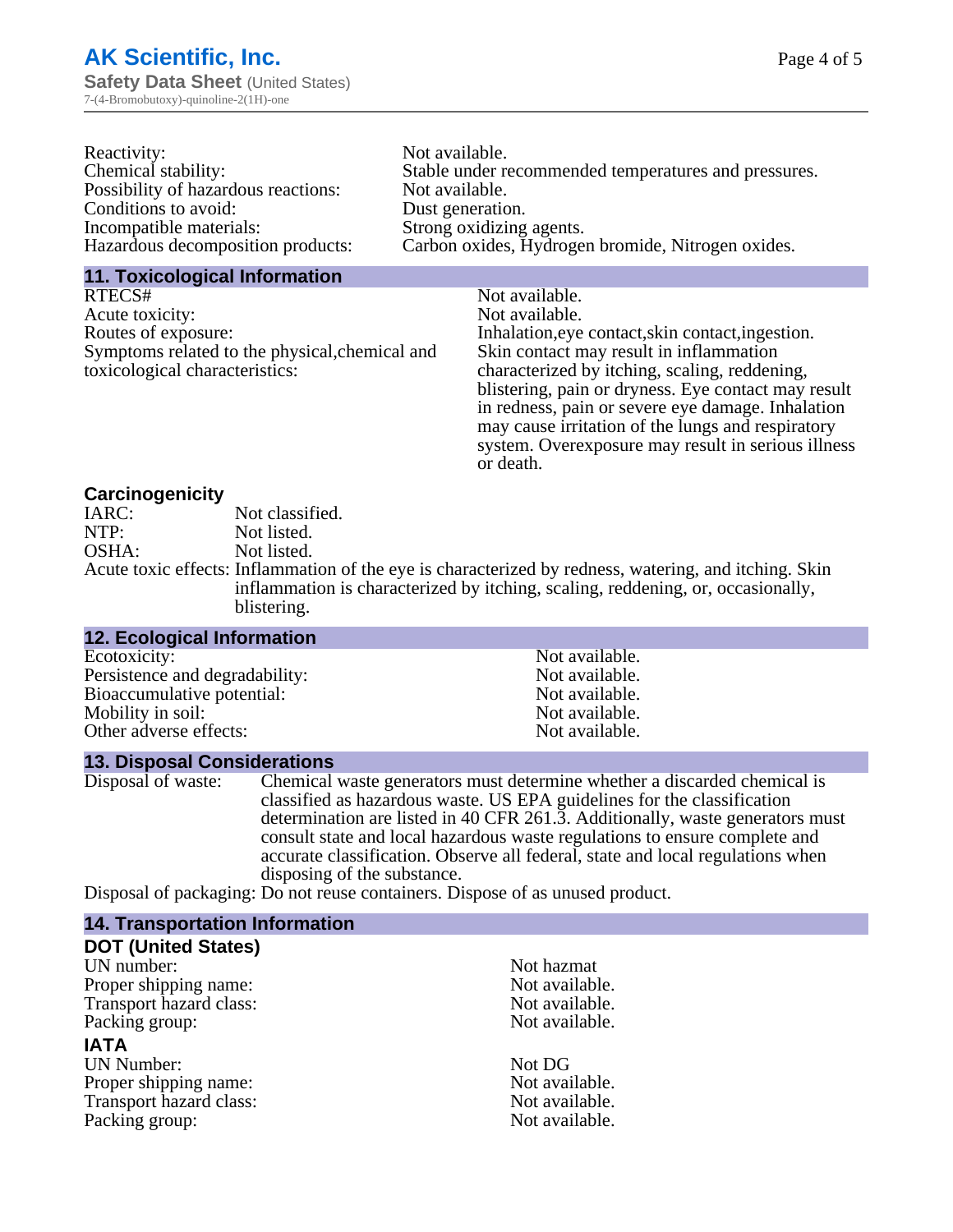Reactivity: Not available.
Chemical stability: Stable under recommended temperatures and pressures.
Possibility of hazardous reactions: Not available.
Conditions to avoid: Dust generation.
Incompatible materials: Strong oxidizing agents.
Hazardous decomposition products: Carbon oxides, Hydrogen bromide, Nitrogen oxides.

## 11. Toxicological Information

RTECS#: Not available.
Acute toxicity: Not available.
Routes of exposure: Inhalation,eye contact,skin contact,ingestion.
Symptoms related to the physical,chemical and toxicological characteristics: Skin contact may result in inflammation characterized by itching, scaling, reddening, blistering, pain or dryness. Eye contact may result in redness, pain or severe eye damage. Inhalation may cause irritation of the lungs and respiratory system. Overexposure may result in serious illness or death.

### Carcinogenicity

IARC: Not classified.
NTP: Not listed.
OSHA: Not listed.
Acute toxic effects: Inflammation of the eye is characterized by redness, watering, and itching. Skin inflammation is characterized by itching, scaling, reddening, or, occasionally, blistering.

## 12. Ecological Information

Ecotoxicity: Not available.
Persistence and degradability: Not available.
Bioaccumulative potential: Not available.
Mobility in soil: Not available.
Other adverse effects: Not available.

## 13. Disposal Considerations

Disposal of waste: Chemical waste generators must determine whether a discarded chemical is classified as hazardous waste. US EPA guidelines for the classification determination are listed in 40 CFR 261.3. Additionally, waste generators must consult state and local hazardous waste regulations to ensure complete and accurate classification. Observe all federal, state and local regulations when disposing of the substance.
Disposal of packaging: Do not reuse containers. Dispose of as unused product.

## 14. Transportation Information

### DOT (United States)

UN number: Not hazmat
Proper shipping name: Not available.
Transport hazard class: Not available.
Packing group: Not available.

### IATA

UN Number: Not DG
Proper shipping name: Not available.
Transport hazard class: Not available.
Packing group: Not available.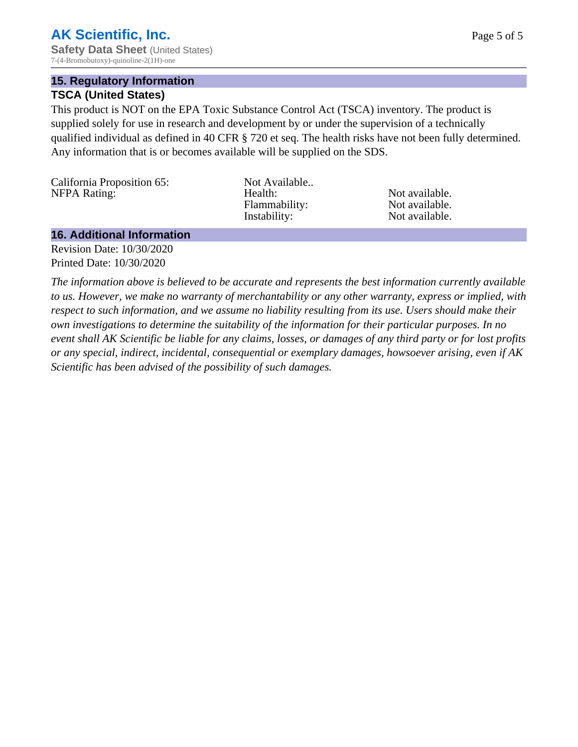## 15. Regulatory Information

### TSCA (United States)

This product is NOT on the EPA Toxic Substance Control Act (TSCA) inventory. The product is supplied solely for use in research and development by or under the supervision of a technically qualified individual as defined in 40 CFR § 720 et seq. The health risks have not been fully determined. Any information that is or becomes available will be supplied on the SDS.

| | | |
|---|---|---|
| California Proposition 65: | Not Available.. | |
| NFPA Rating: | Health: | Not available. |
| | Flammability: | Not available. |
| | Instability: | Not available. |

## 16. Additional Information

Revision Date: 10/30/2020
Printed Date: 10/30/2020

*The information above is believed to be accurate and represents the best information currently available to us. However, we make no warranty of merchantability or any other warranty, express or implied, with respect to such information, and we assume no liability resulting from its use. Users should make their own investigations to determine the suitability of the information for their particular purposes. In no event shall AK Scientific be liable for any claims, losses, or damages of any third party or for lost profits or any special, indirect, incidental, consequential or exemplary damages, howsoever arising, even if AK Scientific has been advised of the possibility of such damages.*